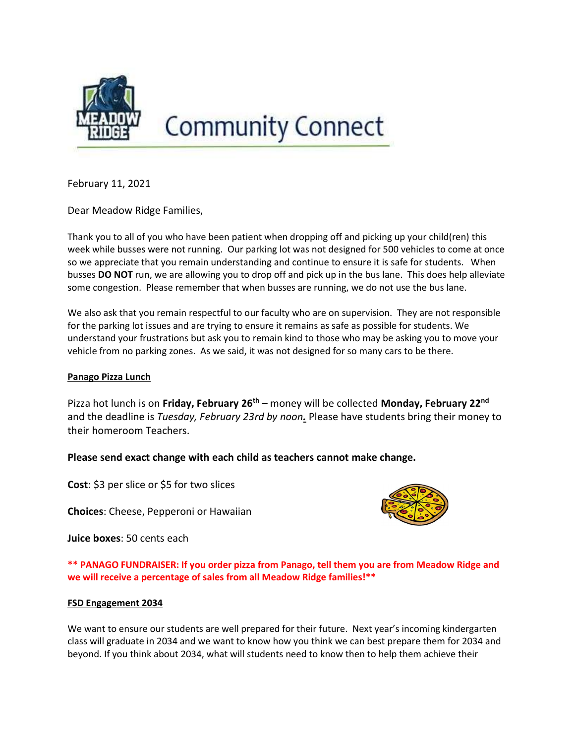# Community Connect

February 11, 2021

Dear Meadow Ridge Families,

Thank you to all of you who have been patient when dropping off and picking up your child(ren) this week while busses were not running. Our parking lot was not designed for 500 vehicles to come at once so we appreciate that you remain understanding and continue to ensure it is safe for students. When busses **DO NOT** run, we are allowing you to drop off and pick up in the bus lane. This does help alleviate some congestion. Please remember that when busses are running, we do not use the bus lane.

We also ask that you remain respectful to our faculty who are on supervision. They are not responsible for the parking lot issues and are trying to ensure it remains as safe as possible for students. We understand your frustrations but ask you to remain kind to those who may be asking you to move your vehicle from no parking zones. As we said, it was not designed for so many cars to be there.

## Panago Pizza Lunch

Pizza hot lunch is on **Friday, February 26th** – money will be collected **Monday, February 22nd** and the deadline is *Tuesday, February 23rd by noon.* Please have students bring their money to their homeroom Teachers.

**Please send exact change with each child as teachers cannot make change.**

**Cost**: $3 per slice or $5 for two slices

**Choices**: Cheese, Pepperoni or Hawaiian

**Juice boxes**: 50 cents each

**\*\* PANAGO FUNDRAISER: If you order pizza from Panago, tell them you are from Meadow Ridge and we will receive a percentage of sales from all Meadow Ridge families!\*\***

## FSD Engagement 2034

We want to ensure our students are well prepared for their future. Next year's incoming kindergarten class will graduate in 2034 and we want to know how you think we can best prepare them for 2034 and beyond. If you think about 2034, what will students need to know then to help them achieve their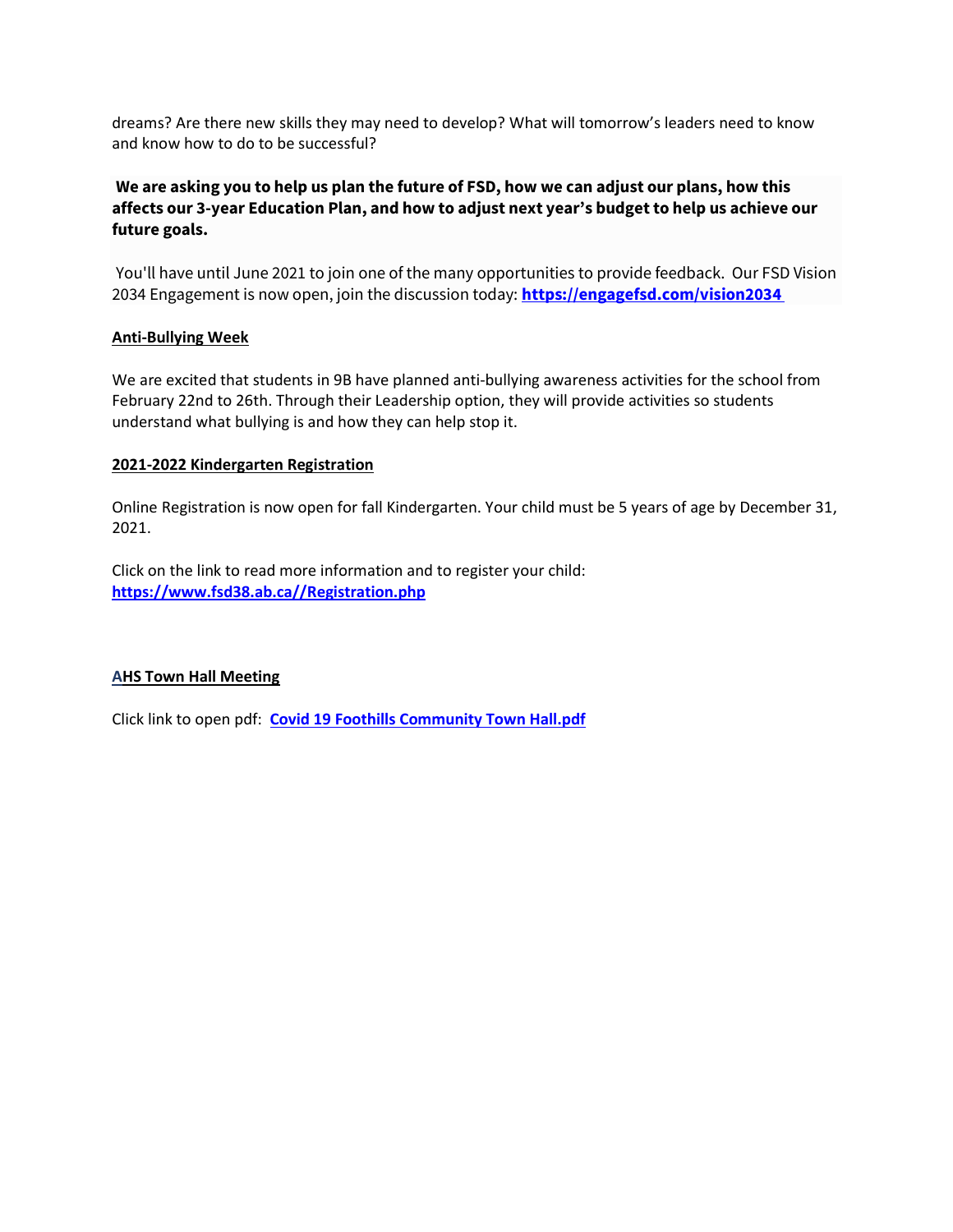dreams? Are there new skills they may need to develop? What will tomorrow's leaders need to know and know how to do to be successful?

**We are asking you to help us plan the future of FSD, how we can adjust our plans, how this affects our 3-year Education Plan, and how to adjust next year's budget to help us achieve our future goals.**

You'll have until June 2021 to join one of the many opportunities to provide feedback. Our FSD Vision 2034 Engagement is now open, join the discussion today: **https://engagefsd.com/vision2034**

## Anti-Bullying Week

We are excited that students in 9B have planned anti-bullying awareness activities for the school from February 22nd to 26th. Through their Leadership option, they will provide activities so students understand what bullying is and how they can help stop it.

## 2021-2022 Kindergarten Registration

Online Registration is now open for fall Kindergarten. Your child must be 5 years of age by December 31, 2021.

Click on the link to read more information and to register your child:
**https://www.fsd38.ab.ca//Registration.php**

## AHS Town Hall Meeting

Click link to open pdf: **Covid 19 Foothills Community Town Hall.pdf**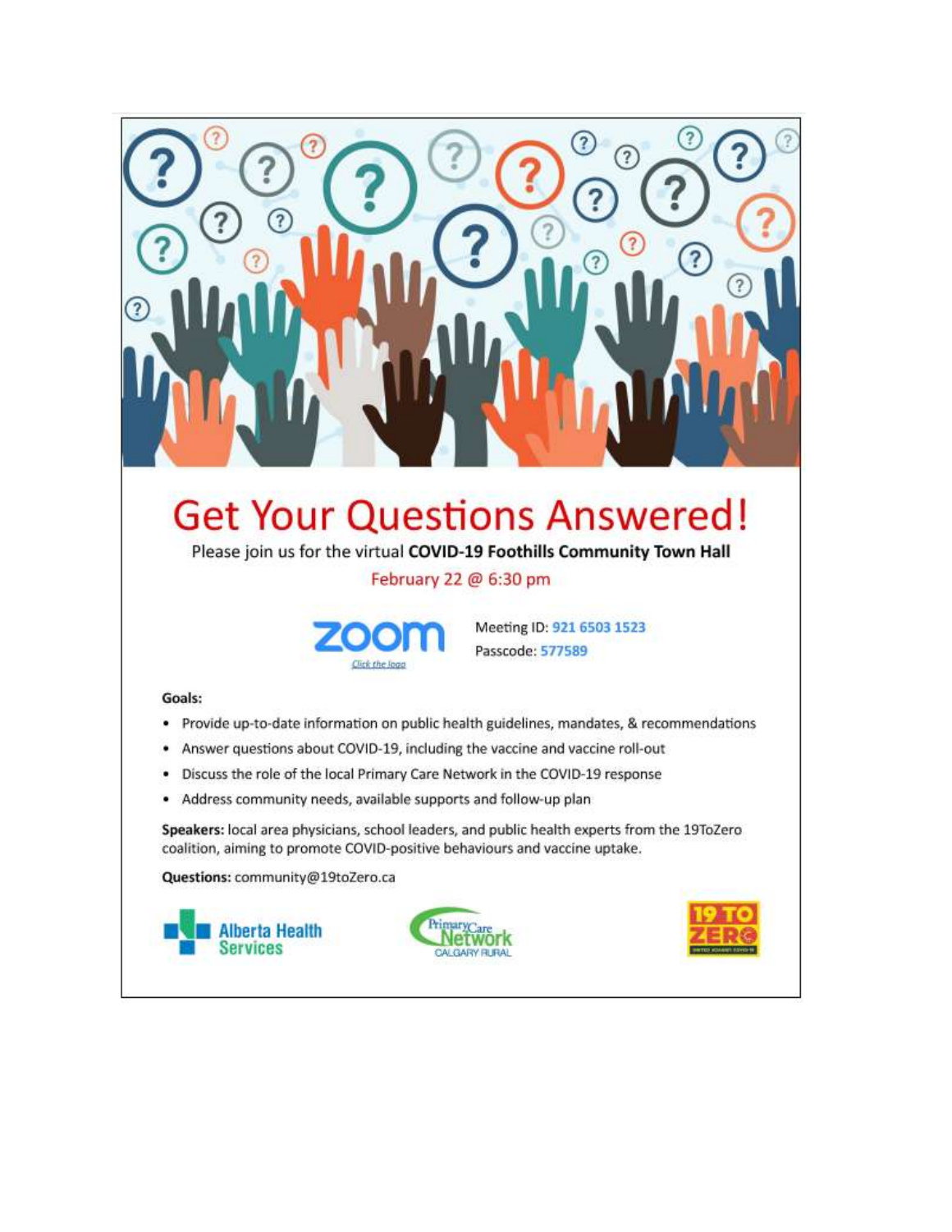# Get Your Questions Answered!

Please join us for the virtual **COVID-19 Foothills Community Town Hall**

February 22 @ 6:30 pm

zoom
*Click the logo*

Meeting ID: 921 6503 1523
Passcode: 577589

**Goals:**

- Provide up-to-date information on public health guidelines, mandates, & recommendations
- Answer questions about COVID-19, including the vaccine and vaccine roll-out
- Discuss the role of the local Primary Care Network in the COVID-19 response
- Address community needs, available supports and follow-up plan

**Speakers:** local area physicians, school leaders, and public health experts from the 19ToZero coalition, aiming to promote COVID-positive behaviours and vaccine uptake.

**Questions:** community@19toZero.ca

Alberta Health Services

Primary Care Network CALGARY RURAL

19 TO ZERO